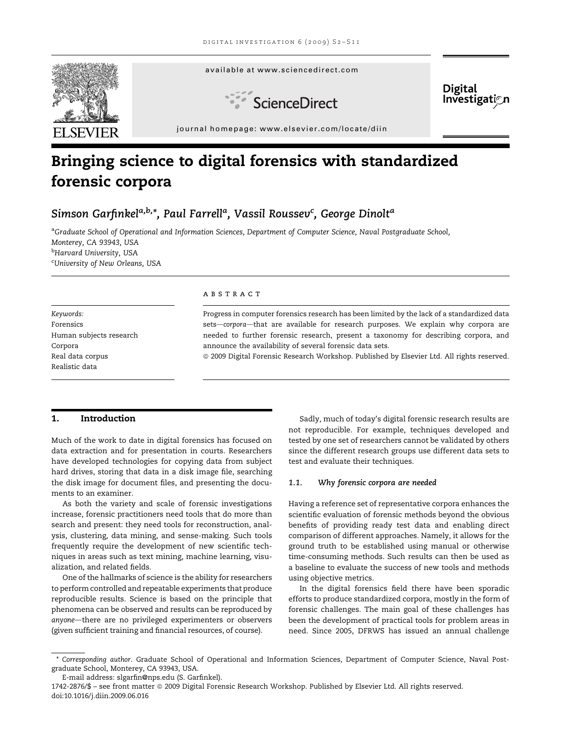# Bringing science to digital forensics with standardized forensic corpora

*Simson Garfinkel[a,b,*], Paul Farrell[a], Vassil Roussev[c], George Dinolt[a]*

[a]Graduate School of Operational and Information Sciences, Department of Computer Science, Naval Postgraduate School, Monterey, CA 93943, USA
[b]Harvard University, USA
[c]University of New Orleans, USA

*Keywords:*
Forensics
Human subjects research
Corpora
Real data corpus
Realistic data

## ABSTRACT

Progress in computer forensics research has been limited by the lack of a standardized data sets—*corpora*—that are available for research purposes. We explain why corpora are needed to further forensic research, present a taxonomy for describing corpora, and announce the availability of several forensic data sets.

© 2009 Digital Forensic Research Workshop. Published by Elsevier Ltd. All rights reserved.

## 1. Introduction

Much of the work to date in digital forensics has focused on data extraction and for presentation in courts. Researchers have developed technologies for copying data from subject hard drives, storing that data in a disk image file, searching the disk image for document files, and presenting the documents to an examiner.

As both the variety and scale of forensic investigations increase, forensic practitioners need tools that do more than search and present: they need tools for reconstruction, analysis, clustering, data mining, and sense-making. Such tools frequently require the development of new scientific techniques in areas such as text mining, machine learning, visualization, and related fields.

One of the hallmarks of science is the ability for researchers to perform controlled and repeatable experiments that produce reproducible results. Science is based on the principle that phenomena can be observed and results can be reproduced by *anyone*—there are no privileged experimenters or observers (given sufficient training and financial resources, of course).

Sadly, much of today's digital forensic research results are not reproducible. For example, techniques developed and tested by one set of researchers cannot be validated by others since the different research groups use different data sets to test and evaluate their techniques.

### 1.1. Why forensic corpora are needed

Having a reference set of representative corpora enhances the scientific evaluation of forensic methods beyond the obvious benefits of providing ready test data and enabling direct comparison of different approaches. Namely, it allows for the ground truth to be established using manual or otherwise time-consuming methods. Such results can then be used as a baseline to evaluate the success of new tools and methods using objective metrics.

In the digital forensics field there have been sporadic efforts to produce standardized corpora, mostly in the form of forensic challenges. The main goal of these challenges has been the development of practical tools for problem areas in need. Since 2005, DFRWS has issued an annual challenge

\* *Corresponding author*. Graduate School of Operational and Information Sciences, Department of Computer Science, Naval Postgraduate School, Monterey, CA 93943, USA.
E-mail address: slgarfin@nps.edu (S. Garfinkel).
1742-2876/$ – see front matter © 2009 Digital Forensic Research Workshop. Published by Elsevier Ltd. All rights reserved.
doi:10.1016/j.diin.2009.06.016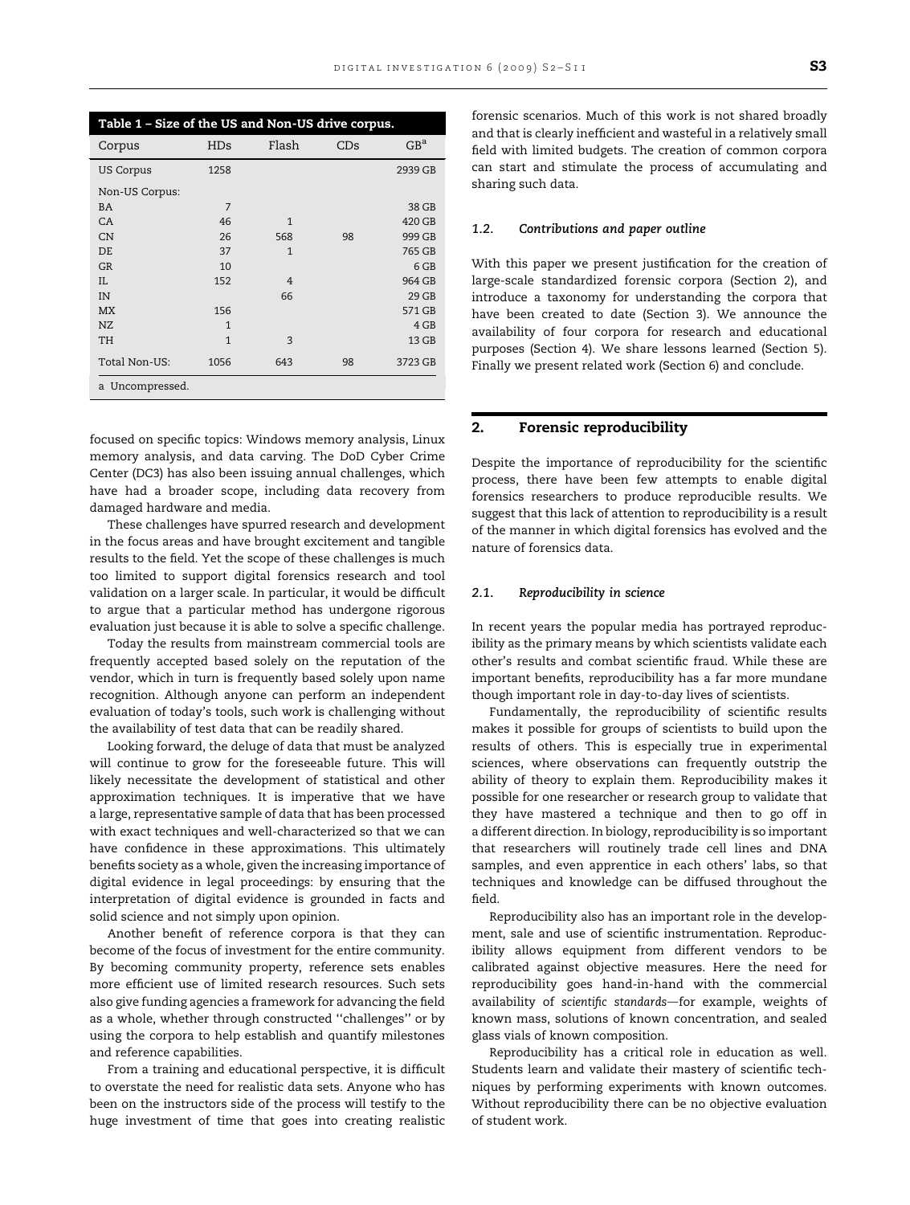| Corpus | HDs | Flash | CDs | GB[a] |
|---|---|---|---|---|
| US Corpus | 1258 | | | 2939 GB |
| Non-US Corpus: | | | | |
| BA | 7 | | | 38 GB |
| CA | 46 | 1 | | 420 GB |
| CN | 26 | 568 | 98 | 999 GB |
| DE | 37 | 1 | | 765 GB |
| GR | 10 | | | 6 GB |
| IL | 152 | 4 | | 964 GB |
| IN | | 66 | | 29 GB |
| MX | 156 | | | 571 GB |
| NZ | 1 | | | 4 GB |
| TH | 1 | 3 | | 13 GB |
| Total Non-US: | 1056 | 643 | 98 | 3723 GB |

Table 1 – Size of the US and Non-US drive corpus.

a Uncompressed.

focused on specific topics: Windows memory analysis, Linux memory analysis, and data carving. The DoD Cyber Crime Center (DC3) has also been issuing annual challenges, which have had a broader scope, including data recovery from damaged hardware and media.

These challenges have spurred research and development in the focus areas and have brought excitement and tangible results to the field. Yet the scope of these challenges is much too limited to support digital forensics research and tool validation on a larger scale. In particular, it would be difficult to argue that a particular method has undergone rigorous evaluation just because it is able to solve a specific challenge.

Today the results from mainstream commercial tools are frequently accepted based solely on the reputation of the vendor, which in turn is frequently based solely upon name recognition. Although anyone can perform an independent evaluation of today's tools, such work is challenging without the availability of test data that can be readily shared.

Looking forward, the deluge of data that must be analyzed will continue to grow for the foreseeable future. This will likely necessitate the development of statistical and other approximation techniques. It is imperative that we have a large, representative sample of data that has been processed with exact techniques and well-characterized so that we can have confidence in these approximations. This ultimately benefits society as a whole, given the increasing importance of digital evidence in legal proceedings: by ensuring that the interpretation of digital evidence is grounded in facts and solid science and not simply upon opinion.

Another benefit of reference corpora is that they can become of the focus of investment for the entire community. By becoming community property, reference sets enables more efficient use of limited research resources. Such sets also give funding agencies a framework for advancing the field as a whole, whether through constructed ''challenges'' or by using the corpora to help establish and quantify milestones and reference capabilities.

From a training and educational perspective, it is difficult to overstate the need for realistic data sets. Anyone who has been on the instructors side of the process will testify to the huge investment of time that goes into creating realistic forensic scenarios. Much of this work is not shared broadly and that is clearly inefficient and wasteful in a relatively small field with limited budgets. The creation of common corpora can start and stimulate the process of accumulating and sharing such data.

### 1.2. *Contributions and paper outline*

With this paper we present justification for the creation of large-scale standardized forensic corpora (Section 2), and introduce a taxonomy for understanding the corpora that have been created to date (Section 3). We announce the availability of four corpora for research and educational purposes (Section 4). We share lessons learned (Section 5). Finally we present related work (Section 6) and conclude.

## 2. Forensic reproducibility

Despite the importance of reproducibility for the scientific process, there have been few attempts to enable digital forensics researchers to produce reproducible results. We suggest that this lack of attention to reproducibility is a result of the manner in which digital forensics has evolved and the nature of forensics data.

### 2.1. *Reproducibility in science*

In recent years the popular media has portrayed reproducibility as the primary means by which scientists validate each other's results and combat scientific fraud. While these are important benefits, reproducibility has a far more mundane though important role in day-to-day lives of scientists.

Fundamentally, the reproducibility of scientific results makes it possible for groups of scientists to build upon the results of others. This is especially true in experimental sciences, where observations can frequently outstrip the ability of theory to explain them. Reproducibility makes it possible for one researcher or research group to validate that they have mastered a technique and then to go off in a different direction. In biology, reproducibility is so important that researchers will routinely trade cell lines and DNA samples, and even apprentice in each others' labs, so that techniques and knowledge can be diffused throughout the field.

Reproducibility also has an important role in the development, sale and use of scientific instrumentation. Reproducibility allows equipment from different vendors to be calibrated against objective measures. Here the need for reproducibility goes hand-in-hand with the commercial availability of *scientific standards*—for example, weights of known mass, solutions of known concentration, and sealed glass vials of known composition.

Reproducibility has a critical role in education as well. Students learn and validate their mastery of scientific techniques by performing experiments with known outcomes. Without reproducibility there can be no objective evaluation of student work.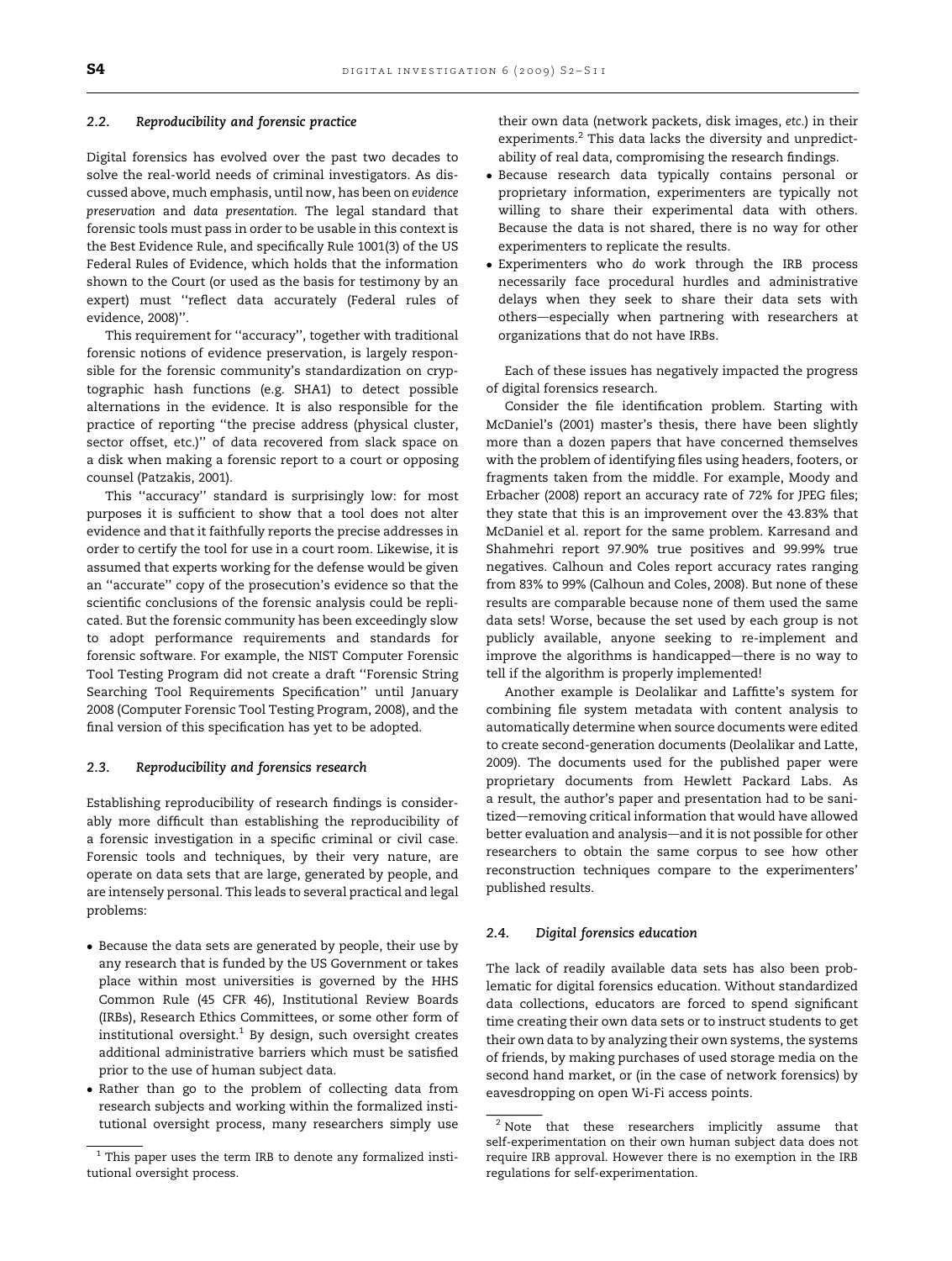### 2.2. Reproducibility and forensic practice

Digital forensics has evolved over the past two decades to solve the real-world needs of criminal investigators. As discussed above, much emphasis, until now, has been on *evidence preservation* and *data presentation*. The legal standard that forensic tools must pass in order to be usable in this context is the Best Evidence Rule, and specifically Rule 1001(3) of the US Federal Rules of Evidence, which holds that the information shown to the Court (or used as the basis for testimony by an expert) must ''reflect data accurately (Federal rules of evidence, 2008)''.

This requirement for ''accuracy'', together with traditional forensic notions of evidence preservation, is largely responsible for the forensic community's standardization on cryptographic hash functions (e.g. SHA1) to detect possible alternations in the evidence. It is also responsible for the practice of reporting ''the precise address (physical cluster, sector offset, etc.)'' of data recovered from slack space on a disk when making a forensic report to a court or opposing counsel (Patzakis, 2001).

This ''accuracy'' standard is surprisingly low: for most purposes it is sufficient to show that a tool does not alter evidence and that it faithfully reports the precise addresses in order to certify the tool for use in a court room. Likewise, it is assumed that experts working for the defense would be given an ''accurate'' copy of the prosecution's evidence so that the scientific conclusions of the forensic analysis could be replicated. But the forensic community has been exceedingly slow to adopt performance requirements and standards for forensic software. For example, the NIST Computer Forensic Tool Testing Program did not create a draft ''Forensic String Searching Tool Requirements Specification'' until January 2008 (Computer Forensic Tool Testing Program, 2008), and the final version of this specification has yet to be adopted.

### 2.3. Reproducibility and forensics research

Establishing reproducibility of research findings is considerably more difficult than establishing the reproducibility of a forensic investigation in a specific criminal or civil case. Forensic tools and techniques, by their very nature, are operate on data sets that are large, generated by people, and are intensely personal. This leads to several practical and legal problems:

- Because the data sets are generated by people, their use by any research that is funded by the US Government or takes place within most universities is governed by the HHS Common Rule (45 CFR 46), Institutional Review Boards (IRBs), Research Ethics Committees, or some other form of institutional oversight.[1] By design, such oversight creates additional administrative barriers which must be satisfied prior to the use of human subject data.
- Rather than go to the problem of collecting data from research subjects and working within the formalized institutional oversight process, many researchers simply use their own data (network packets, disk images, *etc.*) in their experiments.[2] This data lacks the diversity and unpredictability of real data, compromising the research findings.
- Because research data typically contains personal or proprietary information, experimenters are typically not willing to share their experimental data with others. Because the data is not shared, there is no way for other experimenters to replicate the results.
- Experimenters who *do* work through the IRB process necessarily face procedural hurdles and administrative delays when they seek to share their data sets with others—especially when partnering with researchers at organizations that do not have IRBs.

Each of these issues has negatively impacted the progress of digital forensics research.

Consider the file identification problem. Starting with McDaniel's (2001) master's thesis, there have been slightly more than a dozen papers that have concerned themselves with the problem of identifying files using headers, footers, or fragments taken from the middle. For example, Moody and Erbacher (2008) report an accuracy rate of 72% for JPEG files; they state that this is an improvement over the 43.83% that McDaniel et al. report for the same problem. Karresand and Shahmehri report 97.90% true positives and 99.99% true negatives. Calhoun and Coles report accuracy rates ranging from 83% to 99% (Calhoun and Coles, 2008). But none of these results are comparable because none of them used the same data sets! Worse, because the set used by each group is not publicly available, anyone seeking to re-implement and improve the algorithms is handicapped—there is no way to tell if the algorithm is properly implemented!

Another example is Deolalikar and Laffitte's system for combining file system metadata with content analysis to automatically determine when source documents were edited to create second-generation documents (Deolalikar and Latte, 2009). The documents used for the published paper were proprietary documents from Hewlett Packard Labs. As a result, the author's paper and presentation had to be sanitized—removing critical information that would have allowed better evaluation and analysis—and it is not possible for other researchers to obtain the same corpus to see how other reconstruction techniques compare to the experimenters' published results.

### 2.4. Digital forensics education

The lack of readily available data sets has also been problematic for digital forensics education. Without standardized data collections, educators are forced to spend significant time creating their own data sets or to instruct students to get their own data to by analyzing their own systems, the systems of friends, by making purchases of used storage media on the second hand market, or (in the case of network forensics) by eavesdropping on open Wi-Fi access points.

---

[1] This paper uses the term IRB to denote any formalized institutional oversight process.

[2] Note that these researchers implicitly assume that self-experimentation on their own human subject data does not require IRB approval. However there is no exemption in the IRB regulations for self-experimentation.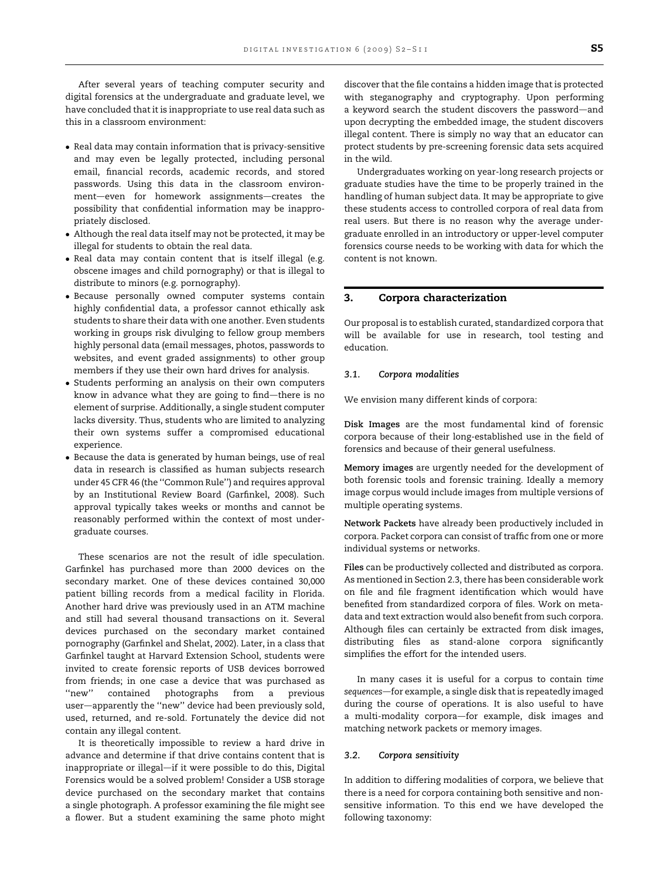After several years of teaching computer security and digital forensics at the undergraduate and graduate level, we have concluded that it is inappropriate to use real data such as this in a classroom environment:

- Real data may contain information that is privacy-sensitive and may even be legally protected, including personal email, financial records, academic records, and stored passwords. Using this data in the classroom environment—even for homework assignments—creates the possibility that confidential information may be inappropriately disclosed.
- Although the real data itself may not be protected, it may be illegal for students to obtain the real data.
- Real data may contain content that is itself illegal (e.g. obscene images and child pornography) or that is illegal to distribute to minors (e.g. pornography).
- Because personally owned computer systems contain highly confidential data, a professor cannot ethically ask students to share their data with one another. Even students working in groups risk divulging to fellow group members highly personal data (email messages, photos, passwords to websites, and event graded assignments) to other group members if they use their own hard drives for analysis.
- Students performing an analysis on their own computers know in advance what they are going to find—there is no element of surprise. Additionally, a single student computer lacks diversity. Thus, students who are limited to analyzing their own systems suffer a compromised educational experience.
- Because the data is generated by human beings, use of real data in research is classified as human subjects research under 45 CFR 46 (the "Common Rule") and requires approval by an Institutional Review Board (Garfinkel, 2008). Such approval typically takes weeks or months and cannot be reasonably performed within the context of most undergraduate courses.

These scenarios are not the result of idle speculation. Garfinkel has purchased more than 2000 devices on the secondary market. One of these devices contained 30,000 patient billing records from a medical facility in Florida. Another hard drive was previously used in an ATM machine and still had several thousand transactions on it. Several devices purchased on the secondary market contained pornography (Garfinkel and Shelat, 2002). Later, in a class that Garfinkel taught at Harvard Extension School, students were invited to create forensic reports of USB devices borrowed from friends; in one case a device that was purchased as "new" contained photographs from a previous user—apparently the "new" device had been previously sold, used, returned, and re-sold. Fortunately the device did not contain any illegal content.

It is theoretically impossible to review a hard drive in advance and determine if that drive contains content that is inappropriate or illegal—if it were possible to do this, Digital Forensics would be a solved problem! Consider a USB storage device purchased on the secondary market that contains a single photograph. A professor examining the file might see a flower. But a student examining the same photo might discover that the file contains a hidden image that is protected with steganography and cryptography. Upon performing a keyword search the student discovers the password—and upon decrypting the embedded image, the student discovers illegal content. There is simply no way that an educator can protect students by pre-screening forensic data sets acquired in the wild.

Undergraduates working on year-long research projects or graduate studies have the time to be properly trained in the handling of human subject data. It may be appropriate to give these students access to controlled corpora of real data from real users. But there is no reason why the average undergraduate enrolled in an introductory or upper-level computer forensics course needs to be working with data for which the content is not known.

## 3. Corpora characterization

Our proposal is to establish curated, standardized corpora that will be available for use in research, tool testing and education.

### 3.1. Corpora modalities

We envision many different kinds of corpora:

**Disk Images** are the most fundamental kind of forensic corpora because of their long-established use in the field of forensics and because of their general usefulness.

**Memory images** are urgently needed for the development of both forensic tools and forensic training. Ideally a memory image corpus would include images from multiple versions of multiple operating systems.

**Network Packets** have already been productively included in corpora. Packet corpora can consist of traffic from one or more individual systems or networks.

**Files** can be productively collected and distributed as corpora. As mentioned in Section 2.3, there has been considerable work on file and file fragment identification which would have benefited from standardized corpora of files. Work on metadata and text extraction would also benefit from such corpora. Although files can certainly be extracted from disk images, distributing files as stand-alone corpora significantly simplifies the effort for the intended users.

In many cases it is useful for a corpus to contain *time sequences*—for example, a single disk that is repeatedly imaged during the course of operations. It is also useful to have a multi-modality corpora—for example, disk images and matching network packets or memory images.

### 3.2. Corpora sensitivity

In addition to differing modalities of corpora, we believe that there is a need for corpora containing both sensitive and non-sensitive information. To this end we have developed the following taxonomy: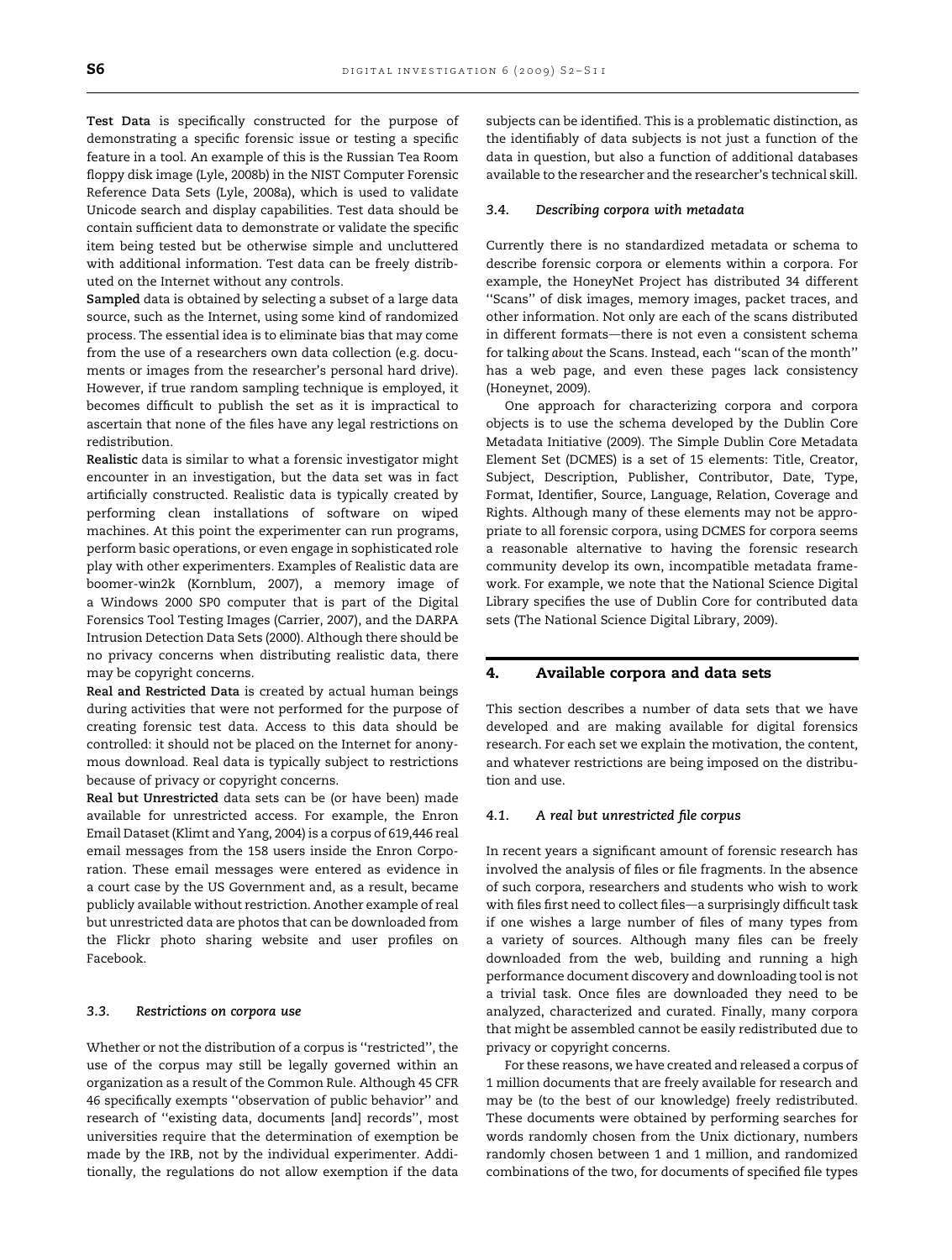**Test Data** is specifically constructed for the purpose of demonstrating a specific forensic issue or testing a specific feature in a tool. An example of this is the Russian Tea Room floppy disk image (Lyle, 2008b) in the NIST Computer Forensic Reference Data Sets (Lyle, 2008a), which is used to validate Unicode search and display capabilities. Test data should be contain sufficient data to demonstrate or validate the specific item being tested but be otherwise simple and uncluttered with additional information. Test data can be freely distributed on the Internet without any controls.

**Sampled** data is obtained by selecting a subset of a large data source, such as the Internet, using some kind of randomized process. The essential idea is to eliminate bias that may come from the use of a researchers own data collection (e.g. documents or images from the researcher's personal hard drive). However, if true random sampling technique is employed, it becomes difficult to publish the set as it is impractical to ascertain that none of the files have any legal restrictions on redistribution.

**Realistic** data is similar to what a forensic investigator might encounter in an investigation, but the data set was in fact artificially constructed. Realistic data is typically created by performing clean installations of software on wiped machines. At this point the experimenter can run programs, perform basic operations, or even engage in sophisticated role play with other experimenters. Examples of Realistic data are boomer-win2k (Kornblum, 2007), a memory image of a Windows 2000 SP0 computer that is part of the Digital Forensics Tool Testing Images (Carrier, 2007), and the DARPA Intrusion Detection Data Sets (2000). Although there should be no privacy concerns when distributing realistic data, there may be copyright concerns.

**Real and Restricted Data** is created by actual human beings during activities that were not performed for the purpose of creating forensic test data. Access to this data should be controlled: it should not be placed on the Internet for anonymous download. Real data is typically subject to restrictions because of privacy or copyright concerns.

**Real but Unrestricted** data sets can be (or have been) made available for unrestricted access. For example, the Enron Email Dataset (Klimt and Yang, 2004) is a corpus of 619,446 real email messages from the 158 users inside the Enron Corporation. These email messages were entered as evidence in a court case by the US Government and, as a result, became publicly available without restriction. Another example of real but unrestricted data are photos that can be downloaded from the Flickr photo sharing website and user profiles on Facebook.

### 3.3. Restrictions on corpora use

Whether or not the distribution of a corpus is ''restricted'', the use of the corpus may still be legally governed within an organization as a result of the Common Rule. Although 45 CFR 46 specifically exempts ''observation of public behavior'' and research of ''existing data, documents [and] records'', most universities require that the determination of exemption be made by the IRB, not by the individual experimenter. Additionally, the regulations do not allow exemption if the data subjects can be identified. This is a problematic distinction, as the identifiably of data subjects is not just a function of the data in question, but also a function of additional databases available to the researcher and the researcher's technical skill.

### 3.4. Describing corpora with metadata

Currently there is no standardized metadata or schema to describe forensic corpora or elements within a corpora. For example, the HoneyNet Project has distributed 34 different ''Scans'' of disk images, memory images, packet traces, and other information. Not only are each of the scans distributed in different formats—there is not even a consistent schema for talking *about* the Scans. Instead, each ''scan of the month'' has a web page, and even these pages lack consistency (Honeynet, 2009).

One approach for characterizing corpora and corpora objects is to use the schema developed by the Dublin Core Metadata Initiative (2009). The Simple Dublin Core Metadata Element Set (DCMES) is a set of 15 elements: Title, Creator, Subject, Description, Publisher, Contributor, Date, Type, Format, Identifier, Source, Language, Relation, Coverage and Rights. Although many of these elements may not be appropriate to all forensic corpora, using DCMES for corpora seems a reasonable alternative to having the forensic research community develop its own, incompatible metadata framework. For example, we note that the National Science Digital Library specifies the use of Dublin Core for contributed data sets (The National Science Digital Library, 2009).

## 4. Available corpora and data sets

This section describes a number of data sets that we have developed and are making available for digital forensics research. For each set we explain the motivation, the content, and whatever restrictions are being imposed on the distribution and use.

### 4.1. A real but unrestricted file corpus

In recent years a significant amount of forensic research has involved the analysis of files or file fragments. In the absence of such corpora, researchers and students who wish to work with files first need to collect files—a surprisingly difficult task if one wishes a large number of files of many types from a variety of sources. Although many files can be freely downloaded from the web, building and running a high performance document discovery and downloading tool is not a trivial task. Once files are downloaded they need to be analyzed, characterized and curated. Finally, many corpora that might be assembled cannot be easily redistributed due to privacy or copyright concerns.

For these reasons, we have created and released a corpus of 1 million documents that are freely available for research and may be (to the best of our knowledge) freely redistributed. These documents were obtained by performing searches for words randomly chosen from the Unix dictionary, numbers randomly chosen between 1 and 1 million, and randomized combinations of the two, for documents of specified file types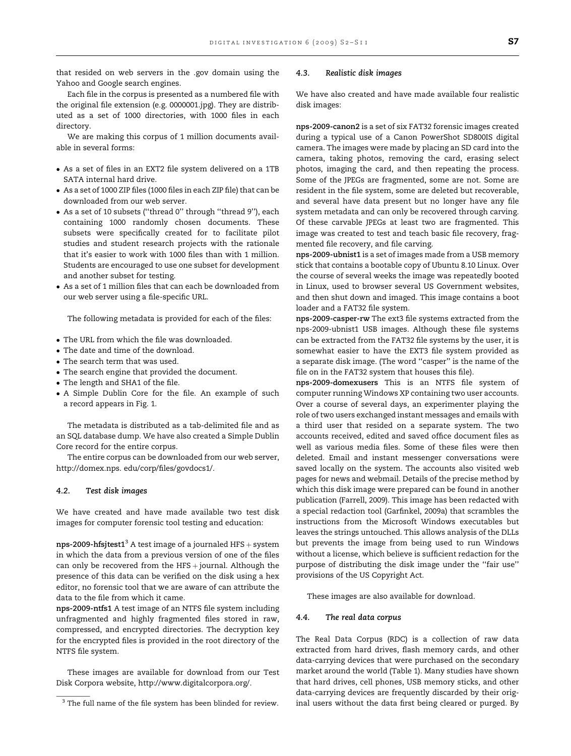that resided on web servers in the .gov domain using the Yahoo and Google search engines.

Each file in the corpus is presented as a numbered file with the original file extension (e.g. 0000001.jpg). They are distributed as a set of 1000 directories, with 1000 files in each directory.

We are making this corpus of 1 million documents available in several forms:

- As a set of files in an EXT2 file system delivered on a 1TB SATA internal hard drive.
- As a set of 1000 ZIP files (1000 files in each ZIP file) that can be downloaded from our web server.
- As a set of 10 subsets (''thread 0'' through ''thread 9''), each containing 1000 randomly chosen documents. These subsets were specifically created for to facilitate pilot studies and student research projects with the rationale that it's easier to work with 1000 files than with 1 million. Students are encouraged to use one subset for development and another subset for testing.
- As a set of 1 million files that can each be downloaded from our web server using a file-specific URL.

The following metadata is provided for each of the files:

- The URL from which the file was downloaded.
- The date and time of the download.
- The search term that was used.
- The search engine that provided the document.
- The length and SHA1 of the file.
- A Simple Dublin Core for the file. An example of such a record appears in Fig. 1.

The metadata is distributed as a tab-delimited file and as an SQL database dump. We have also created a Simple Dublin Core record for the entire corpus.

The entire corpus can be downloaded from our web server, http://domex.nps. edu/corp/files/govdocs1/.

### 4.2. *Test disk images*

We have created and have made available two test disk images for computer forensic tool testing and education:

**nps-2009-hfsjtest1**[3] A test image of a journaled HFS + system in which the data from a previous version of one of the files can only be recovered from the HFS + journal. Although the presence of this data can be verified on the disk using a hex editor, no forensic tool that we are aware of can attribute the data to the file from which it came.

**nps-2009-ntfs1** A test image of an NTFS file system including unfragmented and highly fragmented files stored in raw, compressed, and encrypted directories. The decryption key for the encrypted files is provided in the root directory of the NTFS file system.

These images are available for download from our Test Disk Corpora website, http://www.digitalcorpora.org/.

[3] The full name of the file system has been blinded for review.

### 4.3. *Realistic disk images*

We have also created and have made available four realistic disk images:

**nps-2009-canon2** is a set of six FAT32 forensic images created during a typical use of a Canon PowerShot SD800IS digital camera. The images were made by placing an SD card into the camera, taking photos, removing the card, erasing select photos, imaging the card, and then repeating the process. Some of the JPEGs are fragmented, some are not. Some are resident in the file system, some are deleted but recoverable, and several have data present but no longer have any file system metadata and can only be recovered through carving. Of these carvable JPEGs at least two are fragmented. This image was created to test and teach basic file recovery, fragmented file recovery, and file carving.

**nps-2009-ubnist1** is a set of images made from a USB memory stick that contains a bootable copy of Ubuntu 8.10 Linux. Over the course of several weeks the image was repeatedly booted in Linux, used to browser several US Government websites, and then shut down and imaged. This image contains a boot loader and a FAT32 file system.

**nps-2009-casper-rw** The ext3 file systems extracted from the nps-2009-ubnist1 USB images. Although these file systems can be extracted from the FAT32 file systems by the user, it is somewhat easier to have the EXT3 file system provided as a separate disk image. (The word ''casper'' is the name of the file on in the FAT32 system that houses this file).

**nps-2009-domexusers** This is an NTFS file system of computer running Windows XP containing two user accounts. Over a course of several days, an experimenter playing the role of two users exchanged instant messages and emails with a third user that resided on a separate system. The two accounts received, edited and saved office document files as well as various media files. Some of these files were then deleted. Email and instant messenger conversations were saved locally on the system. The accounts also visited web pages for news and webmail. Details of the precise method by which this disk image were prepared can be found in another publication (Farrell, 2009). This image has been redacted with a special redaction tool (Garfinkel, 2009a) that scrambles the instructions from the Microsoft Windows executables but leaves the strings untouched. This allows analysis of the DLLs but prevents the image from being used to run Windows without a license, which believe is sufficient redaction for the purpose of distributing the disk image under the ''fair use'' provisions of the US Copyright Act.

These images are also available for download.

### 4.4. *The real data corpus*

The Real Data Corpus (RDC) is a collection of raw data extracted from hard drives, flash memory cards, and other data-carrying devices that were purchased on the secondary market around the world (Table 1). Many studies have shown that hard drives, cell phones, USB memory sticks, and other data-carrying devices are frequently discarded by their original users without the data first being cleared or purged. By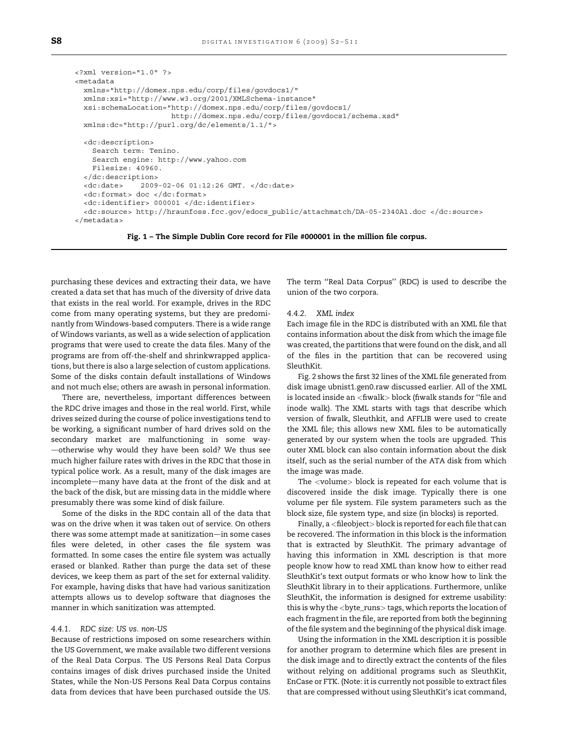```
<?xml version="1.0" ?>
<metadata
  xmlns="http://domex.nps.edu/corp/files/govdocs1/"
  xmlns:xsi="http://www.w3.org/2001/XMLSchema-instance"
  xsi:schemaLocation="http://domex.nps.edu/corp/files/govdocs1/
                      http://domex.nps.edu/corp/files/govdocs1/schema.xsd"
  xmlns:dc="http://purl.org/dc/elements/1.1/">

  <dc:description>
    Search term: Tenino.
    Search engine: http://www.yahoo.com
    Filesize: 40960.
  </dc:description>
  <dc:date>    2009-02-06 01:12:26 GMT. </dc:date>
  <dc:format> doc </dc:format>
  <dc:identifier> 000001 </dc:identifier>
  <dc:source> http://hraunfoss.fcc.gov/edocs_public/attachmatch/DA-05-2340A1.doc </dc:source>
</metadata>
```

**Fig. 1 – The Simple Dublin Core record for File #000001 in the million file corpus.**

purchasing these devices and extracting their data, we have created a data set that has much of the diversity of drive data that exists in the real world. For example, drives in the RDC come from many operating systems, but they are predominantly from Windows-based computers. There is a wide range of Windows variants, as well as a wide selection of application programs that were used to create the data files. Many of the programs are from off-the-shelf and shrinkwrapped applications, but there is also a large selection of custom applications. Some of the disks contain default installations of Windows and not much else; others are awash in personal information.

There are, nevertheless, important differences between the RDC drive images and those in the real world. First, while drives seized during the course of police investigations tend to be working, a significant number of hard drives sold on the secondary market are malfunctioning in some way—otherwise why would they have been sold? We thus see much higher failure rates with drives in the RDC that those in typical police work. As a result, many of the disk images are incomplete—many have data at the front of the disk and at the back of the disk, but are missing data in the middle where presumably there was some kind of disk failure.

Some of the disks in the RDC contain all of the data that was on the drive when it was taken out of service. On others there was some attempt made at sanitization—in some cases files were deleted, in other cases the file system was formatted. In some cases the entire file system was actually erased or blanked. Rather than purge the data set of these devices, we keep them as part of the set for external validity. For example, having disks that have had various sanitization attempts allows us to develop software that diagnoses the manner in which sanitization was attempted.

#### 4.4.1. RDC size: US vs. non-US

Because of restrictions imposed on some researchers within the US Government, we make available two different versions of the Real Data Corpus. The US Persons Real Data Corpus contains images of disk drives purchased inside the United States, while the Non-US Persons Real Data Corpus contains data from devices that have been purchased outside the US. The term "Real Data Corpus" (RDC) is used to describe the union of the two corpora.

#### 4.4.2. XML index

Each image file in the RDC is distributed with an XML file that contains information about the disk from which the image file was created, the partitions that were found on the disk, and all of the files in the partition that can be recovered using SleuthKit.

Fig. 2 shows the first 32 lines of the XML file generated from disk image ubnist1.gen0.raw discussed earlier. All of the XML is located inside an <fiwalk> block (fiwalk stands for "file and inode walk). The XML starts with tags that describe which version of fiwalk, Sleuthkit, and AFFLIB were used to create the XML file; this allows new XML files to be automatically generated by our system when the tools are upgraded. This outer XML block can also contain information about the disk itself, such as the serial number of the ATA disk from which the image was made.

The <volume> block is repeated for each volume that is discovered inside the disk image. Typically there is one volume per file system. File system parameters such as the block size, file system type, and size (in blocks) is reported.

Finally, a <fileobject> block is reported for each file that can be recovered. The information in this block is the information that is extracted by SleuthKit. The primary advantage of having this information in XML description is that more people know how to read XML than know how to either read SleuthKit's text output formats or who know how to link the SleuthKit library in to their applications. Furthermore, unlike SleuthKit, the information is designed for extreme usability: this is why the <byte_runs> tags, which reports the location of each fragment in the file, are reported from *both* the beginning of the file system and the beginning of the physical disk image.

Using the information in the XML description it is possible for another program to determine which files are present in the disk image and to directly extract the contents of the files without relying on additional programs such as SleuthKit, EnCase or FTK. (Note: it is currently not possible to extract files that are compressed without using SleuthKit's icat command,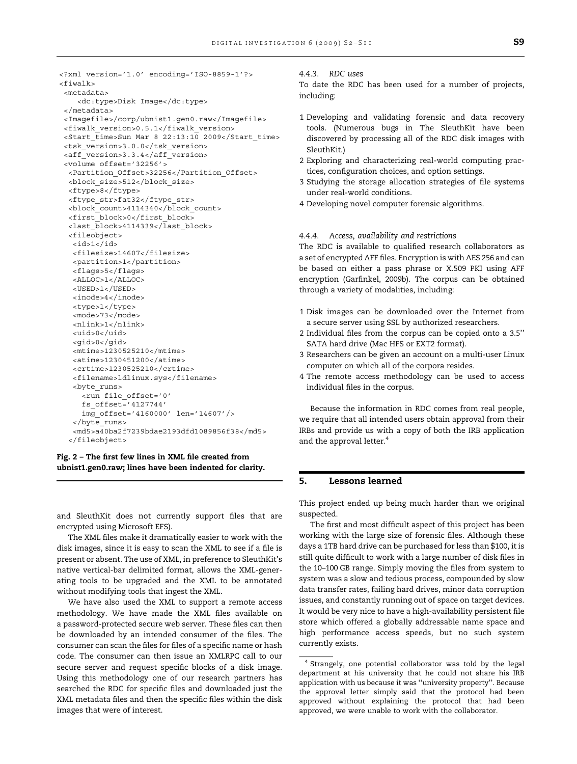```
<?xml version='1.0' encoding='ISO-8859-1'?>
<fiwalk>
 <metadata>
    <dc:type>Disk Image</dc:type>
 </metadata>
 <Imagefile>/corp/ubnist1.gen0.raw</Imagefile>
 <fiwalk_version>0.5.1</fiwalk_version>
 <Start_time>Sun Mar 8 22:13:10 2009</Start_time>
 <tsk_version>3.0.0</tsk_version>
 <aff_version>3.3.4</aff_version>
 <volume offset='32256'>
  <Partition_Offset>32256</Partition_Offset>
  <block_size>512</block_size>
  <ftype>8</ftype>
  <ftype_str>fat32</ftype_str>
  <block_count>4114340</block_count>
  <first_block>0</first_block>
  <last_block>4114339</last_block>
  <fileobject>
   <id>1</id>
   <filesize>14607</filesize>
   <partition>1</partition>
   <flags>5</flags>
   <ALLOC>1</ALLOC>
   <USED>1</USED>
   <inode>4</inode>
   <type>1</type>
   <mode>73</mode>
   <nlink>1</nlink>
   <uid>0</uid>
   <gid>0</gid>
   <mtime>1230525210</mtime>
   <atime>1230451200</atime>
   <crtime>1230525210</crtime>
   <filename>ldlinux.sys</filename>
   <byte_runs>
     <run file_offset='0'
     fs_offset='4127744'
     img_offset='4160000' len='14607'/>
   </byte_runs>
   <md5>a40ba2f7239bdae2193dfd1089856f38</md5>
  </fileobject>
```

**Fig. 2 – The first few lines in XML file created from ubnist1.gen0.raw; lines have been indented for clarity.**

and SleuthKit does not currently support files that are encrypted using Microsoft EFS).

The XML files make it dramatically easier to work with the disk images, since it is easy to scan the XML to see if a file is present or absent. The use of XML, in preference to SleuthKit's native vertical-bar delimited format, allows the XML-generating tools to be upgraded and the XML to be annotated without modifying tools that ingest the XML.

We have also used the XML to support a remote access methodology. We have made the XML files available on a password-protected secure web server. These files can then be downloaded by an intended consumer of the files. The consumer can scan the files for files of a specific name or hash code. The consumer can then issue an XMLRPC call to our secure server and request specific blocks of a disk image. Using this methodology one of our research partners has searched the RDC for specific files and downloaded just the XML metadata files and then the specific files within the disk images that were of interest.

#### 4.4.3. RDC uses

To date the RDC has been used for a number of projects, including:

1 Developing and validating forensic and data recovery tools. (Numerous bugs in The SleuthKit have been discovered by processing all of the RDC disk images with SleuthKit.)
2 Exploring and characterizing real-world computing practices, configuration choices, and option settings.
3 Studying the storage allocation strategies of file systems under real-world conditions.
4 Developing novel computer forensic algorithms.

#### 4.4.4. Access, availability and restrictions

The RDC is available to qualified research collaborators as a set of encrypted AFF files. Encryption is with AES 256 and can be based on either a pass phrase or X.509 PKI using AFF encryption (Garfinkel, 2009b). The corpus can be obtained through a variety of modalities, including:

1 Disk images can be downloaded over the Internet from a secure server using SSL by authorized researchers.
2 Individual files from the corpus can be copied onto a 3.5'' SATA hard drive (Mac HFS or EXT2 format).
3 Researchers can be given an account on a multi-user Linux computer on which all of the corpora resides.
4 The remote access methodology can be used to access individual files in the corpus.

Because the information in RDC comes from real people, we require that all intended users obtain approval from their IRBs and provide us with a copy of both the IRB application and the approval letter.[4]

## 5. Lessons learned

This project ended up being much harder than we original suspected.

The first and most difficult aspect of this project has been working with the large size of forensic files. Although these days a 1TB hard drive can be purchased for less than $100, it is still quite difficult to work with a large number of disk files in the 10–100 GB range. Simply moving the files from system to system was a slow and tedious process, compounded by slow data transfer rates, failing hard drives, minor data corruption issues, and constantly running out of space on target devices. It would be very nice to have a high-availability persistent file store which offered a globally addressable name space and high performance access speeds, but no such system currently exists.

[4] Strangely, one potential collaborator was told by the legal department at his university that he could not share his IRB application with us because it was ''university property''. Because the approval letter simply said that the protocol had been approved without explaining the protocol that had been approved, we were unable to work with the collaborator.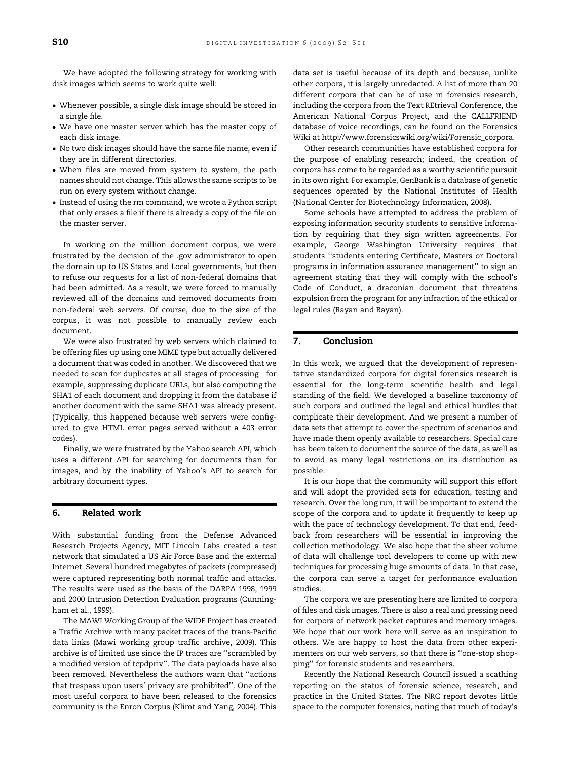We have adopted the following strategy for working with disk images which seems to work quite well:

- Whenever possible, a single disk image should be stored in a single file.
- We have one master server which has the master copy of each disk image.
- No two disk images should have the same file name, even if they are in different directories.
- When files are moved from system to system, the path names should not change. This allows the same scripts to be run on every system without change.
- Instead of using the rm command, we wrote a Python script that only erases a file if there is already a copy of the file on the master server.

In working on the million document corpus, we were frustrated by the decision of the .gov administrator to open the domain up to US States and Local governments, but then to refuse our requests for a list of non-federal domains that had been admitted. As a result, we were forced to manually reviewed all of the domains and removed documents from non-federal web servers. Of course, due to the size of the corpus, it was not possible to manually review each document.

We were also frustrated by web servers which claimed to be offering files up using one MIME type but actually delivered a document that was coded in another. We discovered that we needed to scan for duplicates at all stages of processing—for example, suppressing duplicate URLs, but also computing the SHA1 of each document and dropping it from the database if another document with the same SHA1 was already present. (Typically, this happened because web servers were configured to give HTML error pages served without a 403 error codes).

Finally, we were frustrated by the Yahoo search API, which uses a different API for searching for documents than for images, and by the inability of Yahoo's API to search for arbitrary document types.

## 6. Related work

With substantial funding from the Defense Advanced Research Projects Agency, MIT Lincoln Labs created a test network that simulated a US Air Force Base and the external Internet. Several hundred megabytes of packets (compressed) were captured representing both normal traffic and attacks. The results were used as the basis of the DARPA 1998, 1999 and 2000 Intrusion Detection Evaluation programs (Cunningham et al., 1999).

The MAWI Working Group of the WIDE Project has created a Traffic Archive with many packet traces of the trans-Pacific data links (Mawi working group traffic archive, 2009). This archive is of limited use since the IP traces are ''scrambled by a modified version of tcpdpriv''. The data payloads have also been removed. Nevertheless the authors warn that ''actions that trespass upon users' privacy are prohibited''. One of the most useful corpora to have been released to the forensics community is the Enron Corpus (Klimt and Yang, 2004). This data set is useful because of its depth and because, unlike other corpora, it is largely unredacted. A list of more than 20 different corpora that can be of use in forensics research, including the corpora from the Text REtrieval Conference, the American National Corpus Project, and the CALLFRIEND database of voice recordings, can be found on the Forensics Wiki at http://www.forensicswiki.org/wiki/Forensic_corpora.

Other research communities have established corpora for the purpose of enabling research; indeed, the creation of corpora has come to be regarded as a worthy scientific pursuit in its own right. For example, GenBank is a database of genetic sequences operated by the National Institutes of Health (National Center for Biotechnology Information, 2008).

Some schools have attempted to address the problem of exposing information security students to sensitive information by requiring that they sign written agreements. For example, George Washington University requires that students ''students entering Certificate, Masters or Doctoral programs in information assurance management'' to sign an agreement stating that they will comply with the school's Code of Conduct, a draconian document that threatens expulsion from the program for any infraction of the ethical or legal rules (Rayan and Rayan).

## 7. Conclusion

In this work, we argued that the development of representative standardized corpora for digital forensics research is essential for the long-term scientific health and legal standing of the field. We developed a baseline taxonomy of such corpora and outlined the legal and ethical hurdles that complicate their development. And we present a number of data sets that attempt to cover the spectrum of scenarios and have made them openly available to researchers. Special care has been taken to document the source of the data, as well as to avoid as many legal restrictions on its distribution as possible.

It is our hope that the community will support this effort and will adopt the provided sets for education, testing and research. Over the long run, it will be important to extend the scope of the corpora and to update it frequently to keep up with the pace of technology development. To that end, feedback from researchers will be essential in improving the collection methodology. We also hope that the sheer volume of data will challenge tool developers to come up with new techniques for processing huge amounts of data. In that case, the corpora can serve a target for performance evaluation studies.

The corpora we are presenting here are limited to corpora of files and disk images. There is also a real and pressing need for corpora of network packet captures and memory images. We hope that our work here will serve as an inspiration to others. We are happy to host the data from other experimenters on our web servers, so that there is ''one-stop shopping'' for forensic students and researchers.

Recently the National Research Council issued a scathing reporting on the status of forensic science, research, and practice in the United States. The NRC report devotes little space to the computer forensics, noting that much of today's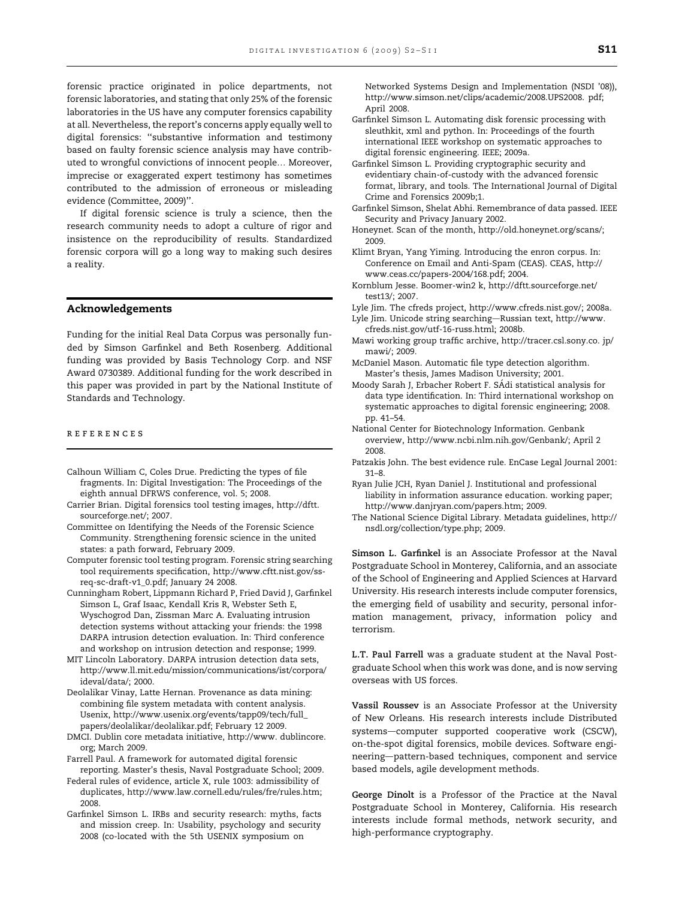forensic practice originated in police departments, not forensic laboratories, and stating that only 25% of the forensic laboratories in the US have any computer forensics capability at all. Nevertheless, the report's concerns apply equally well to digital forensics: "substantive information and testimony based on faulty forensic science analysis may have contributed to wrongful convictions of innocent people… Moreover, imprecise or exaggerated expert testimony has sometimes contributed to the admission of erroneous or misleading evidence (Committee, 2009)".

If digital forensic science is truly a science, then the research community needs to adopt a culture of rigor and insistence on the reproducibility of results. Standardized forensic corpora will go a long way to making such desires a reality.

## Acknowledgements

Funding for the initial Real Data Corpus was personally funded by Simson Garfinkel and Beth Rosenberg. Additional funding was provided by Basis Technology Corp. and NSF Award 0730389. Additional funding for the work described in this paper was provided in part by the National Institute of Standards and Technology.

## References

Calhoun William C, Coles Drue. Predicting the types of file fragments. In: Digital Investigation: The Proceedings of the eighth annual DFRWS conference, vol. 5; 2008.

Carrier Brian. Digital forensics tool testing images, http://dftt.sourceforge.net/; 2007.

Committee on Identifying the Needs of the Forensic Science Community. Strengthening forensic science in the united states: a path forward, February 2009.

Computer forensic tool testing program. Forensic string searching tool requirements specification, http://www.cftt.nist.gov/ss-req-sc-draft-v1_0.pdf; January 24 2008.

Cunningham Robert, Lippmann Richard P, Fried David J, Garfinkel Simson L, Graf Isaac, Kendall Kris R, Webster Seth E, Wyschogrod Dan, Zissman Marc A. Evaluating intrusion detection systems without attacking your friends: the 1998 DARPA intrusion detection evaluation. In: Third conference and workshop on intrusion detection and response; 1999.

MIT Lincoln Laboratory. DARPA intrusion detection data sets, http://www.ll.mit.edu/mission/communications/ist/corpora/ideval/data/; 2000.

Deolalikar Vinay, Latte Hernan. Provenance as data mining: combining file system metadata with content analysis. Usenix, http://www.usenix.org/events/tapp09/tech/full_papers/deolalikar/deolalikar.pdf; February 12 2009.

DMCI. Dublin core metadata initiative, http://www.dublincore.org; March 2009.

Farrell Paul. A framework for automated digital forensic reporting. Master's thesis, Naval Postgraduate School; 2009.

Federal rules of evidence, article X, rule 1003: admissibility of duplicates, http://www.law.cornell.edu/rules/fre/rules.htm; 2008.

Garfinkel Simson L. IRBs and security research: myths, facts and mission creep. In: Usability, psychology and security 2008 (co-located with the 5th USENIX symposium on Networked Systems Design and Implementation (NSDI '08)), http://www.simson.net/clips/academic/2008.UPS2008.pdf; April 2008.

Garfinkel Simson L. Automating disk forensic processing with sleuthkit, xml and python. In: Proceedings of the fourth international IEEE workshop on systematic approaches to digital forensic engineering. IEEE; 2009a.

Garfinkel Simson L. Providing cryptographic security and evidentiary chain-of-custody with the advanced forensic format, library, and tools. The International Journal of Digital Crime and Forensics 2009b;1.

Garfinkel Simson, Shelat Abhi. Remembrance of data passed. IEEE Security and Privacy January 2002.

Honeynet. Scan of the month, http://old.honeynet.org/scans/; 2009.

Klimt Bryan, Yang Yiming. Introducing the enron corpus. In: Conference on Email and Anti-Spam (CEAS). CEAS, http://www.ceas.cc/papers-2004/168.pdf; 2004.

Kornblum Jesse. Boomer-win2 k, http://dftt.sourceforge.net/test13/; 2007.

Lyle Jim. The cfreds project, http://www.cfreds.nist.gov/; 2008a.

Lyle Jim. Unicode string searching—Russian text, http://www.cfreds.nist.gov/utf-16-russ.html; 2008b.

Mawi working group traffic archive, http://tracer.csl.sony.co.jp/mawi/; 2009.

McDaniel Mason. Automatic file type detection algorithm. Master's thesis, James Madison University; 2001.

Moody Sarah J, Erbacher Robert F. SÁdi statistical analysis for data type identification. In: Third international workshop on systematic approaches to digital forensic engineering; 2008. pp. 41–54.

National Center for Biotechnology Information. Genbank overview, http://www.ncbi.nlm.nih.gov/Genbank/; April 2 2008.

Patzakis John. The best evidence rule. EnCase Legal Journal 2001: 31–8.

Ryan Julie JCH, Ryan Daniel J. Institutional and professional liability in information assurance education. working paper; http://www.danjryan.com/papers.htm; 2009.

The National Science Digital Library. Metadata guidelines, http://nsdl.org/collection/type.php; 2009.

**Simson L. Garfinkel** is an Associate Professor at the Naval Postgraduate School in Monterey, California, and an associate of the School of Engineering and Applied Sciences at Harvard University. His research interests include computer forensics, the emerging field of usability and security, personal information management, privacy, information policy and terrorism.

**L.T. Paul Farrell** was a graduate student at the Naval Postgraduate School when this work was done, and is now serving overseas with US forces.

**Vassil Roussev** is an Associate Professor at the University of New Orleans. His research interests include Distributed systems—computer supported cooperative work (CSCW), on-the-spot digital forensics, mobile devices. Software engineering—pattern-based techniques, component and service based models, agile development methods.

**George Dinolt** is a Professor of the Practice at the Naval Postgraduate School in Monterey, California. His research interests include formal methods, network security, and high-performance cryptography.